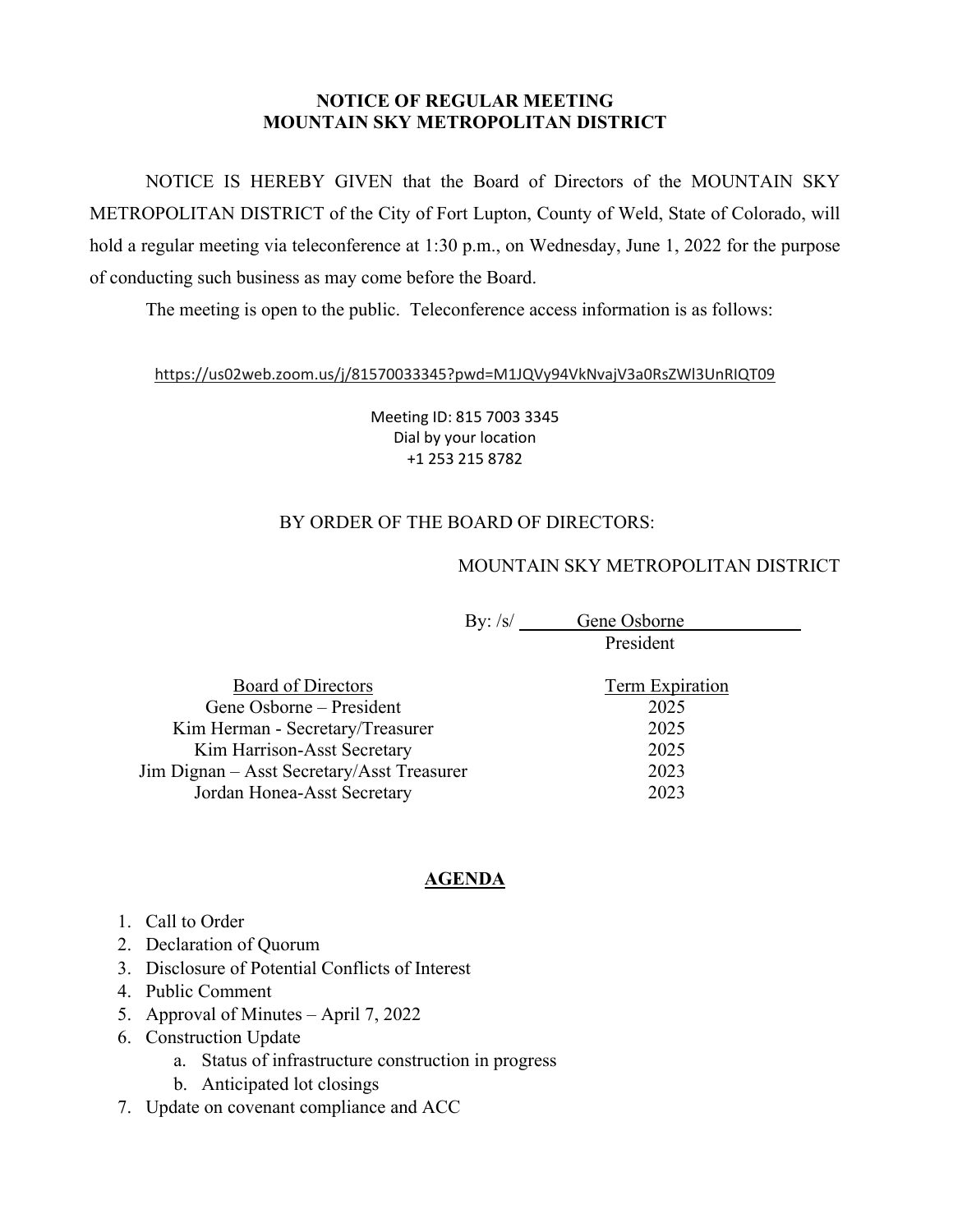**NOTICE OF REGULAR MEETING**
**MOUNTAIN SKY METROPOLITAN DISTRICT**

NOTICE IS HEREBY GIVEN that the Board of Directors of the MOUNTAIN SKY METROPOLITAN DISTRICT of the City of Fort Lupton, County of Weld, State of Colorado, will hold a regular meeting via teleconference at 1:30 p.m., on Wednesday, June 1, 2022 for the purpose of conducting such business as may come before the Board.

The meeting is open to the public. Teleconference access information is as follows:

https://us02web.zoom.us/j/81570033345?pwd=M1JQVy94VkNvajV3a0RsZWl3UnRIQT09

Meeting ID: 815 7003 3345
Dial by your location
+1 253 215 8782

BY ORDER OF THE BOARD OF DIRECTORS:

MOUNTAIN SKY METROPOLITAN DISTRICT

By: /s/ Gene Osborne
President

| Board of Directors | Term Expiration |
|---|---|
| Gene Osborne – President | 2025 |
| Kim Herman - Secretary/Treasurer | 2025 |
| Kim Harrison-Asst Secretary | 2025 |
| Jim Dignan – Asst Secretary/Asst Treasurer | 2023 |
| Jordan Honea-Asst Secretary | 2023 |

## AGENDA

1. Call to Order
2. Declaration of Quorum
3. Disclosure of Potential Conflicts of Interest
4. Public Comment
5. Approval of Minutes – April 7, 2022
6. Construction Update
   a. Status of infrastructure construction in progress
   b. Anticipated lot closings
7. Update on covenant compliance and ACC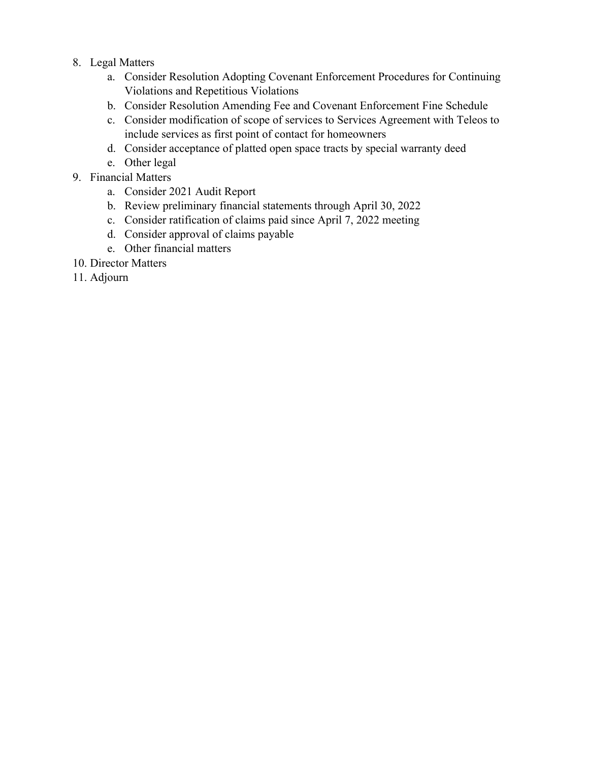8. Legal Matters
    a. Consider Resolution Adopting Covenant Enforcement Procedures for Continuing Violations and Repetitious Violations
    b. Consider Resolution Amending Fee and Covenant Enforcement Fine Schedule
    c. Consider modification of scope of services to Services Agreement with Teleos to include services as first point of contact for homeowners
    d. Consider acceptance of platted open space tracts by special warranty deed
    e. Other legal
9. Financial Matters
    a. Consider 2021 Audit Report
    b. Review preliminary financial statements through April 30, 2022
    c. Consider ratification of claims paid since April 7, 2022 meeting
    d. Consider approval of claims payable
    e. Other financial matters
10. Director Matters
11. Adjourn